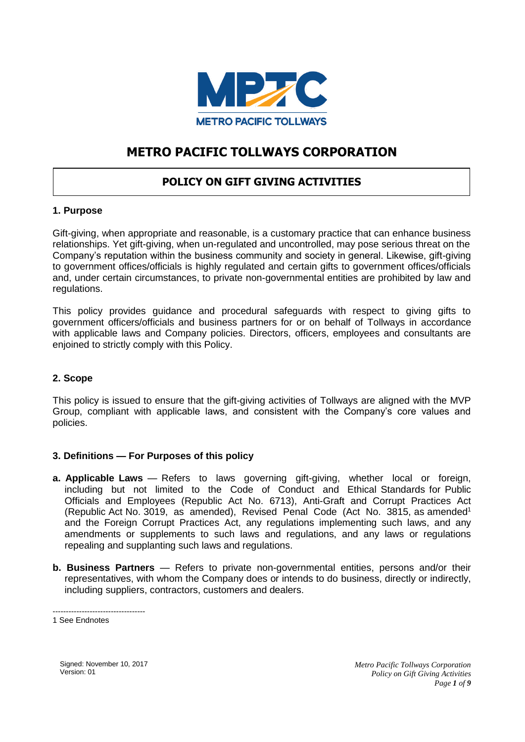# METRO PACIFIC TOLLWAYS CORPORATION

## POLICY ON GIFT GIVING ACTIVITIES

### 1. Purpose

Gift-giving, when appropriate and reasonable, is a customary practice that can enhance business relationships. Yet gift-giving, when un-regulated and uncontrolled, may pose serious threat on the Company's reputation within the business community and society in general. Likewise, gift-giving to government offices/officials is highly regulated and certain gifts to government offices/officials and, under certain circumstances, to private non-governmental entities are prohibited by law and regulations.

This policy provides guidance and procedural safeguards with respect to giving gifts to government officers/officials and business partners for or on behalf of Tollways in accordance with applicable laws and Company policies. Directors, officers, employees and consultants are enjoined to strictly comply with this Policy.

### 2. Scope

This policy is issued to ensure that the gift-giving activities of Tollways are aligned with the MVP Group, compliant with applicable laws, and consistent with the Company's core values and policies.

### 3. Definitions — For Purposes of this policy

**a. Applicable Laws** — Refers to laws governing gift-giving, whether local or foreign, including but not limited to the Code of Conduct and Ethical Standards for Public Officials and Employees (Republic Act No. 6713), Anti-Graft and Corrupt Practices Act (Republic Act No. 3019, as amended), Revised Penal Code (Act No. 3815, as amended[1] and the Foreign Corrupt Practices Act, any regulations implementing such laws, and any amendments or supplements to such laws and regulations, and any laws or regulations repealing and supplanting such laws and regulations.

**b. Business Partners** — Refers to private non-governmental entities, persons and/or their representatives, with whom the Company does or intends to do business, directly or indirectly, including suppliers, contractors, customers and dealers.

---

1 See Endnotes

Signed: November 10, 2017
Version: 01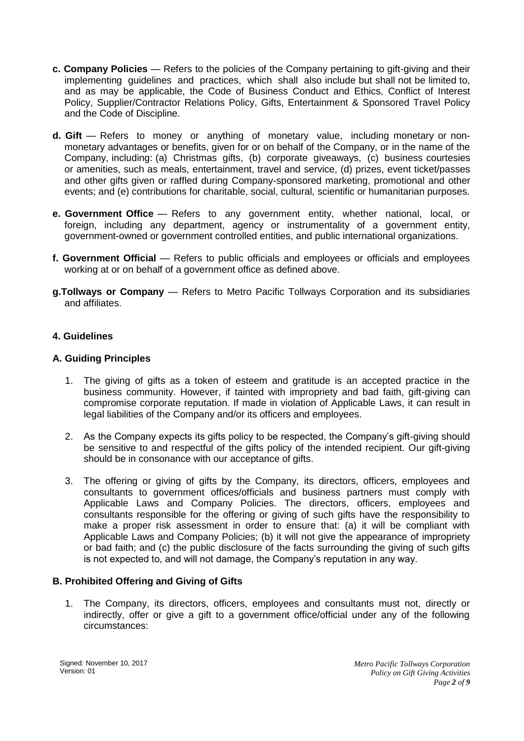- **c. Company Policies** — Refers to the policies of the Company pertaining to gift-giving and their implementing guidelines and practices, which shall also include but shall not be limited to, and as may be applicable, the Code of Business Conduct and Ethics, Conflict of Interest Policy, Supplier/Contractor Relations Policy, Gifts, Entertainment & Sponsored Travel Policy and the Code of Discipline.

- **d. Gift** — Refers to money or anything of monetary value, including monetary or non-monetary advantages or benefits, given for or on behalf of the Company, or in the name of the Company, including: (a) Christmas gifts, (b) corporate giveaways, (c) business courtesies or amenities, such as meals, entertainment, travel and service, (d) prizes, event ticket/passes and other gifts given or raffled during Company-sponsored marketing, promotional and other events; and (e) contributions for charitable, social, cultural, scientific or humanitarian purposes.

- **e. Government Office** — Refers to any government entity, whether national, local, or foreign, including any department, agency or instrumentality of a government entity, government-owned or government controlled entities, and public international organizations.

- **f. Government Official** — Refers to public officials and employees or officials and employees working at or on behalf of a government office as defined above.

- **g. Tollways or Company** — Refers to Metro Pacific Tollways Corporation and its subsidiaries and affiliates.

### 4. Guidelines

### A. Guiding Principles

1. The giving of gifts as a token of esteem and gratitude is an accepted practice in the business community. However, if tainted with impropriety and bad faith, gift-giving can compromise corporate reputation. If made in violation of Applicable Laws, it can result in legal liabilities of the Company and/or its officers and employees.

2. As the Company expects its gifts policy to be respected, the Company's gift-giving should be sensitive to and respectful of the gifts policy of the intended recipient. Our gift-giving should be in consonance with our acceptance of gifts.

3. The offering or giving of gifts by the Company, its directors, officers, employees and consultants to government offices/officials and business partners must comply with Applicable Laws and Company Policies. The directors, officers, employees and consultants responsible for the offering or giving of such gifts have the responsibility to make a proper risk assessment in order to ensure that: (a) it will be compliant with Applicable Laws and Company Policies; (b) it will not give the appearance of impropriety or bad faith; and (c) the public disclosure of the facts surrounding the giving of such gifts is not expected to, and will not damage, the Company's reputation in any way.

### B. Prohibited Offering and Giving of Gifts

1. The Company, its directors, officers, employees and consultants must not, directly or indirectly, offer or give a gift to a government office/official under any of the following circumstances: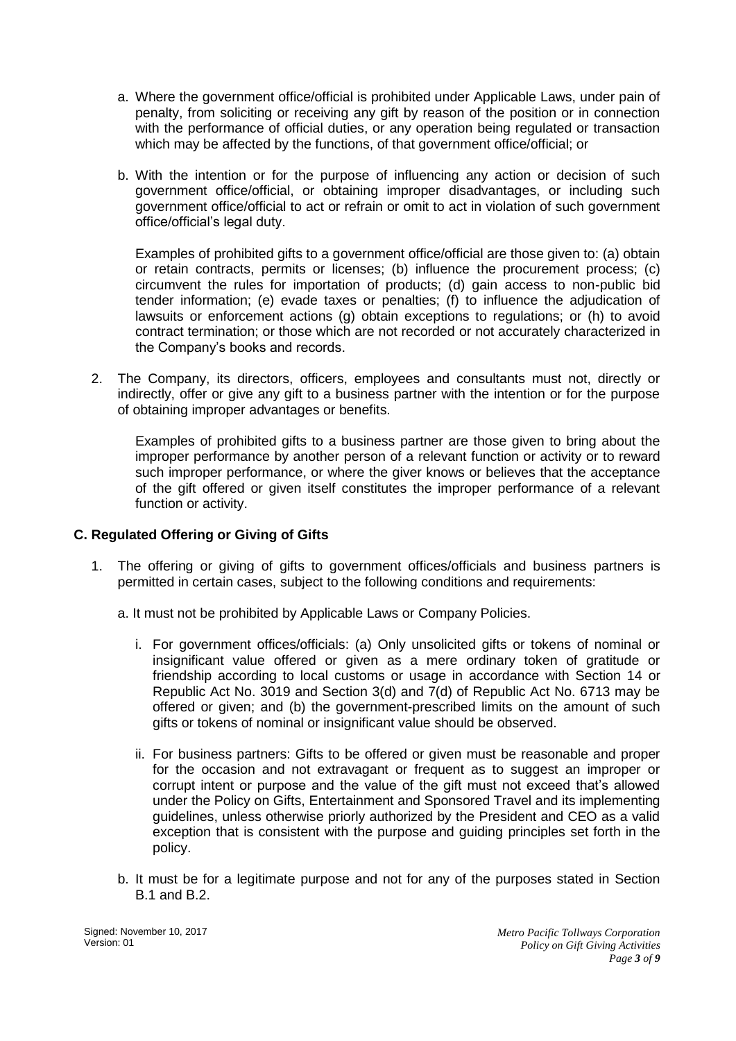a. Where the government office/official is prohibited under Applicable Laws, under pain of penalty, from soliciting or receiving any gift by reason of the position or in connection with the performance of official duties, or any operation being regulated or transaction which may be affected by the functions, of that government office/official; or

b. With the intention or for the purpose of influencing any action or decision of such government office/official, or obtaining improper disadvantages, or including such government office/official to act or refrain or omit to act in violation of such government office/official's legal duty.

   Examples of prohibited gifts to a government office/official are those given to: (a) obtain or retain contracts, permits or licenses; (b) influence the procurement process; (c) circumvent the rules for importation of products; (d) gain access to non-public bid tender information; (e) evade taxes or penalties; (f) to influence the adjudication of lawsuits or enforcement actions (g) obtain exceptions to regulations; or (h) to avoid contract termination; or those which are not recorded or not accurately characterized in the Company's books and records.

2. The Company, its directors, officers, employees and consultants must not, directly or indirectly, offer or give any gift to a business partner with the intention or for the purpose of obtaining improper advantages or benefits.

   Examples of prohibited gifts to a business partner are those given to bring about the improper performance by another person of a relevant function or activity or to reward such improper performance, or where the giver knows or believes that the acceptance of the gift offered or given itself constitutes the improper performance of a relevant function or activity.

### C. Regulated Offering or Giving of Gifts

1. The offering or giving of gifts to government offices/officials and business partners is permitted in certain cases, subject to the following conditions and requirements:

   a. It must not be prohibited by Applicable Laws or Company Policies.

      i. For government offices/officials: (a) Only unsolicited gifts or tokens of nominal or insignificant value offered or given as a mere ordinary token of gratitude or friendship according to local customs or usage in accordance with Section 14 or Republic Act No. 3019 and Section 3(d) and 7(d) of Republic Act No. 6713 may be offered or given; and (b) the government-prescribed limits on the amount of such gifts or tokens of nominal or insignificant value should be observed.

      ii. For business partners: Gifts to be offered or given must be reasonable and proper for the occasion and not extravagant or frequent as to suggest an improper or corrupt intent or purpose and the value of the gift must not exceed that's allowed under the Policy on Gifts, Entertainment and Sponsored Travel and its implementing guidelines, unless otherwise priorly authorized by the President and CEO as a valid exception that is consistent with the purpose and guiding principles set forth in the policy.

   b. It must be for a legitimate purpose and not for any of the purposes stated in Section B.1 and B.2.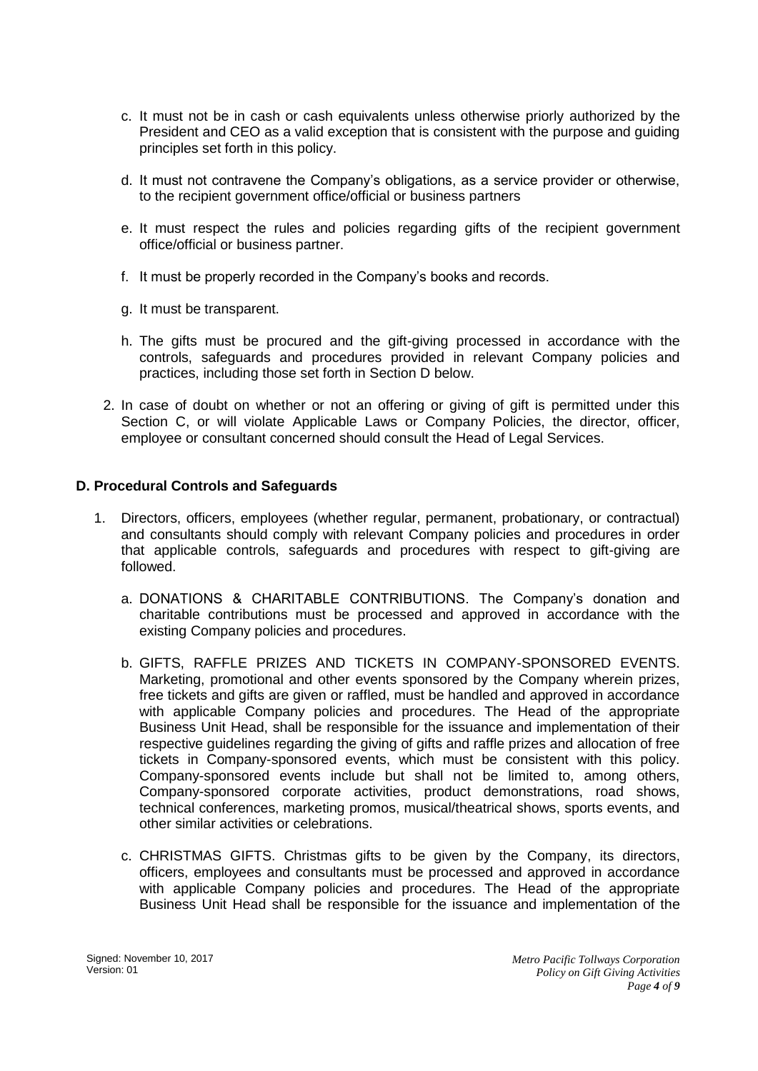c. It must not be in cash or cash equivalents unless otherwise priorly authorized by the President and CEO as a valid exception that is consistent with the purpose and guiding principles set forth in this policy.

d. It must not contravene the Company's obligations, as a service provider or otherwise, to the recipient government office/official or business partners

e. It must respect the rules and policies regarding gifts of the recipient government office/official or business partner.

f. It must be properly recorded in the Company's books and records.

g. It must be transparent.

h. The gifts must be procured and the gift-giving processed in accordance with the controls, safeguards and procedures provided in relevant Company policies and practices, including those set forth in Section D below.

2. In case of doubt on whether or not an offering or giving of gift is permitted under this Section C, or will violate Applicable Laws or Company Policies, the director, officer, employee or consultant concerned should consult the Head of Legal Services.

## D. Procedural Controls and Safeguards

1. Directors, officers, employees (whether regular, permanent, probationary, or contractual) and consultants should comply with relevant Company policies and procedures in order that applicable controls, safeguards and procedures with respect to gift-giving are followed.

   a. DONATIONS & CHARITABLE CONTRIBUTIONS. The Company's donation and charitable contributions must be processed and approved in accordance with the existing Company policies and procedures.

   b. GIFTS, RAFFLE PRIZES AND TICKETS IN COMPANY-SPONSORED EVENTS. Marketing, promotional and other events sponsored by the Company wherein prizes, free tickets and gifts are given or raffled, must be handled and approved in accordance with applicable Company policies and procedures. The Head of the appropriate Business Unit Head, shall be responsible for the issuance and implementation of their respective guidelines regarding the giving of gifts and raffle prizes and allocation of free tickets in Company-sponsored events, which must be consistent with this policy. Company-sponsored events include but shall not be limited to, among others, Company-sponsored corporate activities, product demonstrations, road shows, technical conferences, marketing promos, musical/theatrical shows, sports events, and other similar activities or celebrations.

   c. CHRISTMAS GIFTS. Christmas gifts to be given by the Company, its directors, officers, employees and consultants must be processed and approved in accordance with applicable Company policies and procedures. The Head of the appropriate Business Unit Head shall be responsible for the issuance and implementation of the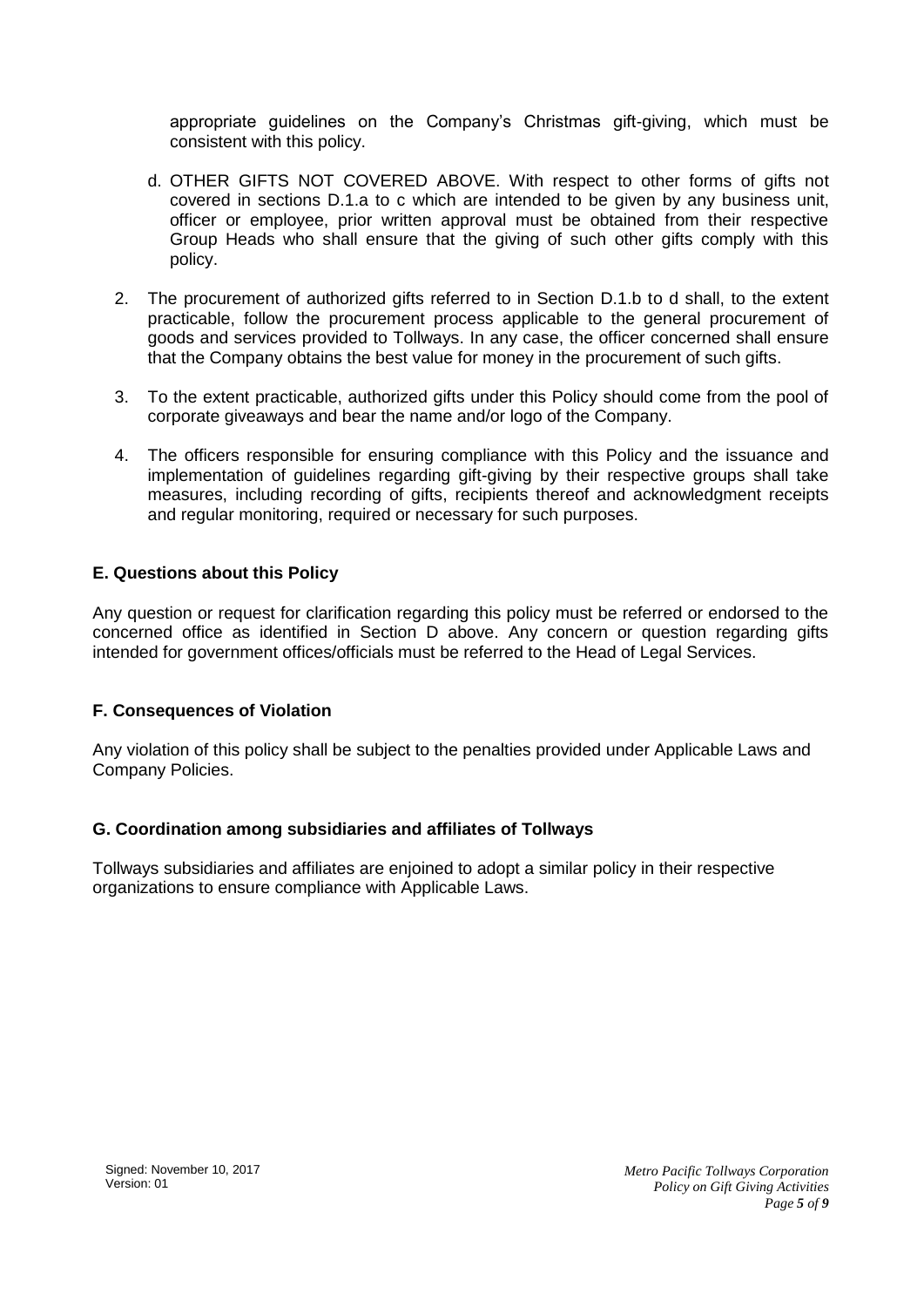appropriate guidelines on the Company's Christmas gift-giving, which must be consistent with this policy.

d. OTHER GIFTS NOT COVERED ABOVE. With respect to other forms of gifts not covered in sections D.1.a to c which are intended to be given by any business unit, officer or employee, prior written approval must be obtained from their respective Group Heads who shall ensure that the giving of such other gifts comply with this policy.

2. The procurement of authorized gifts referred to in Section D.1.b to d shall, to the extent practicable, follow the procurement process applicable to the general procurement of goods and services provided to Tollways. In any case, the officer concerned shall ensure that the Company obtains the best value for money in the procurement of such gifts.

3. To the extent practicable, authorized gifts under this Policy should come from the pool of corporate giveaways and bear the name and/or logo of the Company.

4. The officers responsible for ensuring compliance with this Policy and the issuance and implementation of guidelines regarding gift-giving by their respective groups shall take measures, including recording of gifts, recipients thereof and acknowledgment receipts and regular monitoring, required or necessary for such purposes.

## E. Questions about this Policy

Any question or request for clarification regarding this policy must be referred or endorsed to the concerned office as identified in Section D above. Any concern or question regarding gifts intended for government offices/officials must be referred to the Head of Legal Services.

## F. Consequences of Violation

Any violation of this policy shall be subject to the penalties provided under Applicable Laws and Company Policies.

## G. Coordination among subsidiaries and affiliates of Tollways

Tollways subsidiaries and affiliates are enjoined to adopt a similar policy in their respective organizations to ensure compliance with Applicable Laws.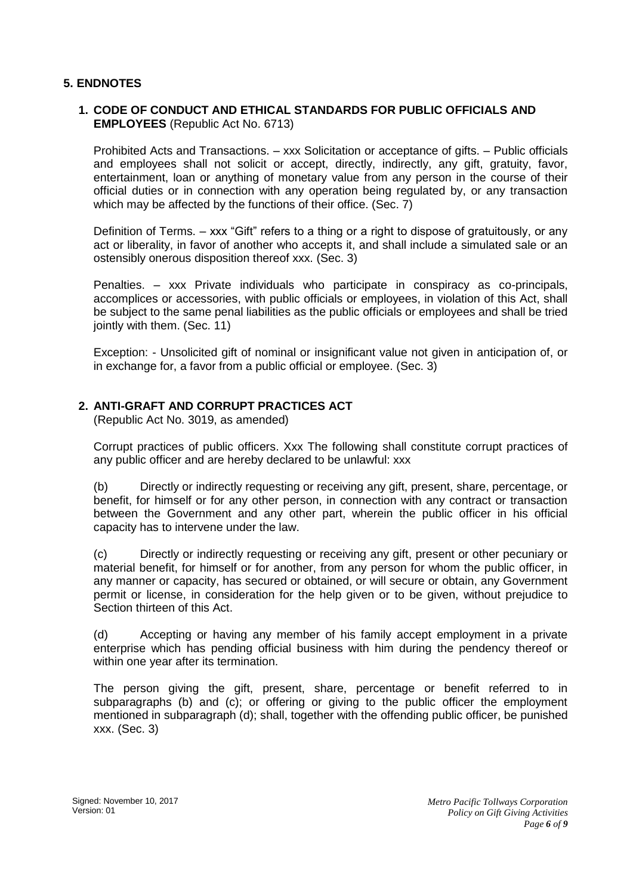## 5. ENDNOTES

### 1. CODE OF CONDUCT AND ETHICAL STANDARDS FOR PUBLIC OFFICIALS AND EMPLOYEES (Republic Act No. 6713)

Prohibited Acts and Transactions. – xxx Solicitation or acceptance of gifts. – Public officials and employees shall not solicit or accept, directly, indirectly, any gift, gratuity, favor, entertainment, loan or anything of monetary value from any person in the course of their official duties or in connection with any operation being regulated by, or any transaction which may be affected by the functions of their office. (Sec. 7)

Definition of Terms. – xxx "Gift" refers to a thing or a right to dispose of gratuitously, or any act or liberality, in favor of another who accepts it, and shall include a simulated sale or an ostensibly onerous disposition thereof xxx. (Sec. 3)

Penalties. – xxx Private individuals who participate in conspiracy as co-principals, accomplices or accessories, with public officials or employees, in violation of this Act, shall be subject to the same penal liabilities as the public officials or employees and shall be tried jointly with them. (Sec. 11)

Exception: - Unsolicited gift of nominal or insignificant value not given in anticipation of, or in exchange for, a favor from a public official or employee. (Sec. 3)

### 2. ANTI-GRAFT AND CORRUPT PRACTICES ACT

(Republic Act No. 3019, as amended)

Corrupt practices of public officers. Xxx The following shall constitute corrupt practices of any public officer and are hereby declared to be unlawful: xxx

(b) Directly or indirectly requesting or receiving any gift, present, share, percentage, or benefit, for himself or for any other person, in connection with any contract or transaction between the Government and any other part, wherein the public officer in his official capacity has to intervene under the law.

(c) Directly or indirectly requesting or receiving any gift, present or other pecuniary or material benefit, for himself or for another, from any person for whom the public officer, in any manner or capacity, has secured or obtained, or will secure or obtain, any Government permit or license, in consideration for the help given or to be given, without prejudice to Section thirteen of this Act.

(d) Accepting or having any member of his family accept employment in a private enterprise which has pending official business with him during the pendency thereof or within one year after its termination.

The person giving the gift, present, share, percentage or benefit referred to in subparagraphs (b) and (c); or offering or giving to the public officer the employment mentioned in subparagraph (d); shall, together with the offending public officer, be punished xxx. (Sec. 3)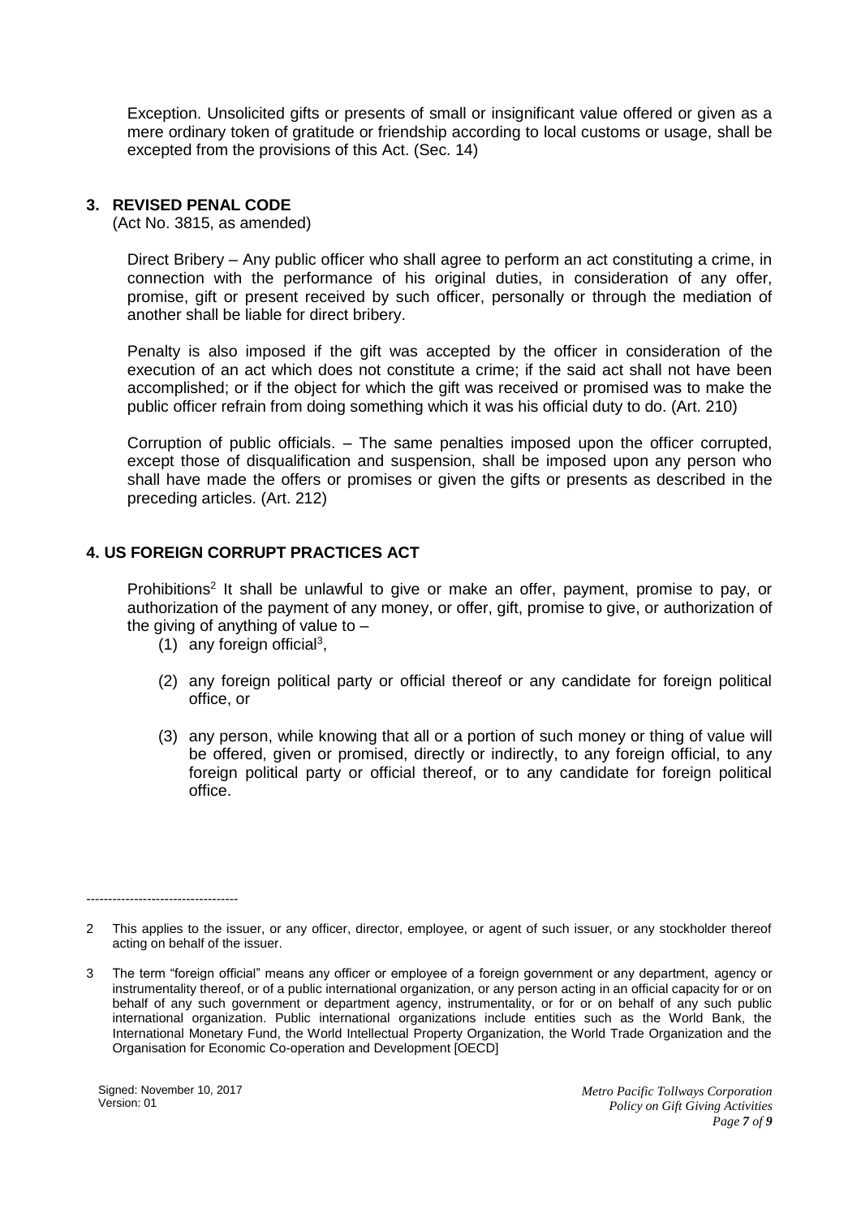Exception. Unsolicited gifts or presents of small or insignificant value offered or given as a mere ordinary token of gratitude or friendship according to local customs or usage, shall be excepted from the provisions of this Act. (Sec. 14)

### 3. REVISED PENAL CODE

(Act No. 3815, as amended)

Direct Bribery – Any public officer who shall agree to perform an act constituting a crime, in connection with the performance of his original duties, in consideration of any offer, promise, gift or present received by such officer, personally or through the mediation of another shall be liable for direct bribery.

Penalty is also imposed if the gift was accepted by the officer in consideration of the execution of an act which does not constitute a crime; if the said act shall not have been accomplished; or if the object for which the gift was received or promised was to make the public officer refrain from doing something which it was his official duty to do. (Art. 210)

Corruption of public officials. – The same penalties imposed upon the officer corrupted, except those of disqualification and suspension, shall be imposed upon any person who shall have made the offers or promises or given the gifts or presents as described in the preceding articles. (Art. 212)

### 4. US FOREIGN CORRUPT PRACTICES ACT

Prohibitions[2] It shall be unlawful to give or make an offer, payment, promise to pay, or authorization of the payment of any money, or offer, gift, promise to give, or authorization of the giving of anything of value to –

(1) any foreign official[3],

(2) any foreign political party or official thereof or any candidate for foreign political office, or

(3) any person, while knowing that all or a portion of such money or thing of value will be offered, given or promised, directly or indirectly, to any foreign official, to any foreign political party or official thereof, or to any candidate for foreign political office.

-----------------------------------

2 This applies to the issuer, or any officer, director, employee, or agent of such issuer, or any stockholder thereof acting on behalf of the issuer.

3 The term "foreign official" means any officer or employee of a foreign government or any department, agency or instrumentality thereof, or of a public international organization, or any person acting in an official capacity for or on behalf of any such government or department agency, instrumentality, or for or on behalf of any such public international organization. Public international organizations include entities such as the World Bank, the International Monetary Fund, the World Intellectual Property Organization, the World Trade Organization and the Organisation for Economic Co-operation and Development [OECD]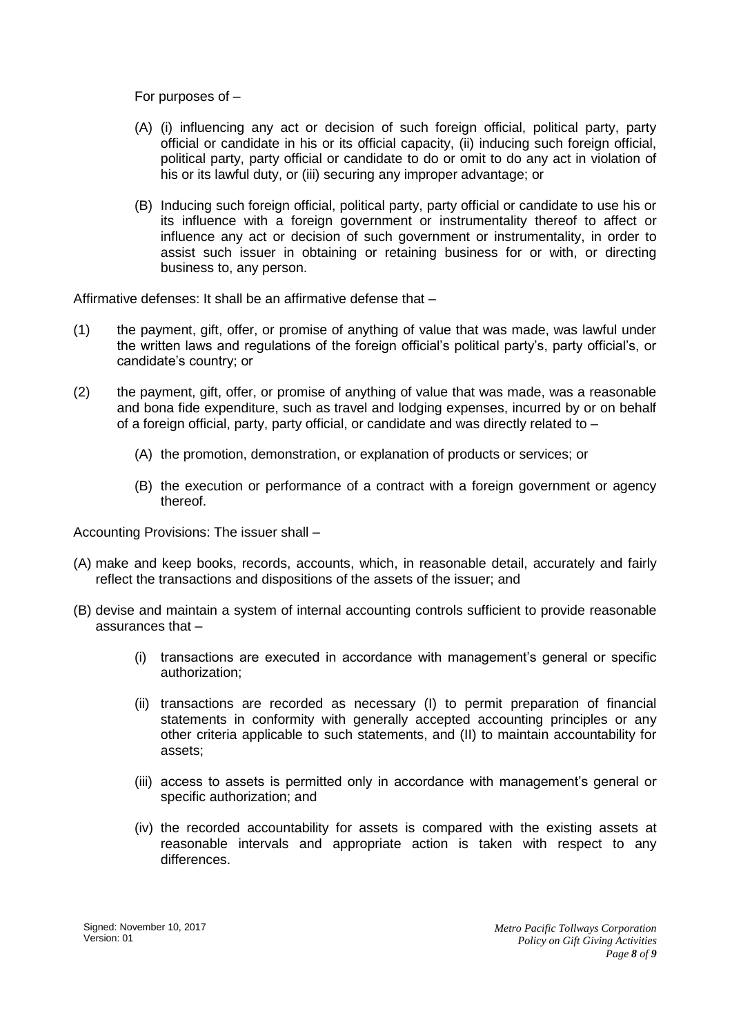For purposes of –

(A) (i) influencing any act or decision of such foreign official, political party, party official or candidate in his or its official capacity, (ii) inducing such foreign official, political party, party official or candidate to do or omit to do any act in violation of his or its lawful duty, or (iii) securing any improper advantage; or

(B) Inducing such foreign official, political party, party official or candidate to use his or its influence with a foreign government or instrumentality thereof to affect or influence any act or decision of such government or instrumentality, in order to assist such issuer in obtaining or retaining business for or with, or directing business to, any person.

Affirmative defenses: It shall be an affirmative defense that –

(1) the payment, gift, offer, or promise of anything of value that was made, was lawful under the written laws and regulations of the foreign official's political party's, party official's, or candidate's country; or

(2) the payment, gift, offer, or promise of anything of value that was made, was a reasonable and bona fide expenditure, such as travel and lodging expenses, incurred by or on behalf of a foreign official, party, party official, or candidate and was directly related to –

   (A) the promotion, demonstration, or explanation of products or services; or

   (B) the execution or performance of a contract with a foreign government or agency thereof.

Accounting Provisions: The issuer shall –

(A) make and keep books, records, accounts, which, in reasonable detail, accurately and fairly reflect the transactions and dispositions of the assets of the issuer; and

(B) devise and maintain a system of internal accounting controls sufficient to provide reasonable assurances that –

   (i) transactions are executed in accordance with management's general or specific authorization;

   (ii) transactions are recorded as necessary (I) to permit preparation of financial statements in conformity with generally accepted accounting principles or any other criteria applicable to such statements, and (II) to maintain accountability for assets;

   (iii) access to assets is permitted only in accordance with management's general or specific authorization; and

   (iv) the recorded accountability for assets is compared with the existing assets at reasonable intervals and appropriate action is taken with respect to any differences.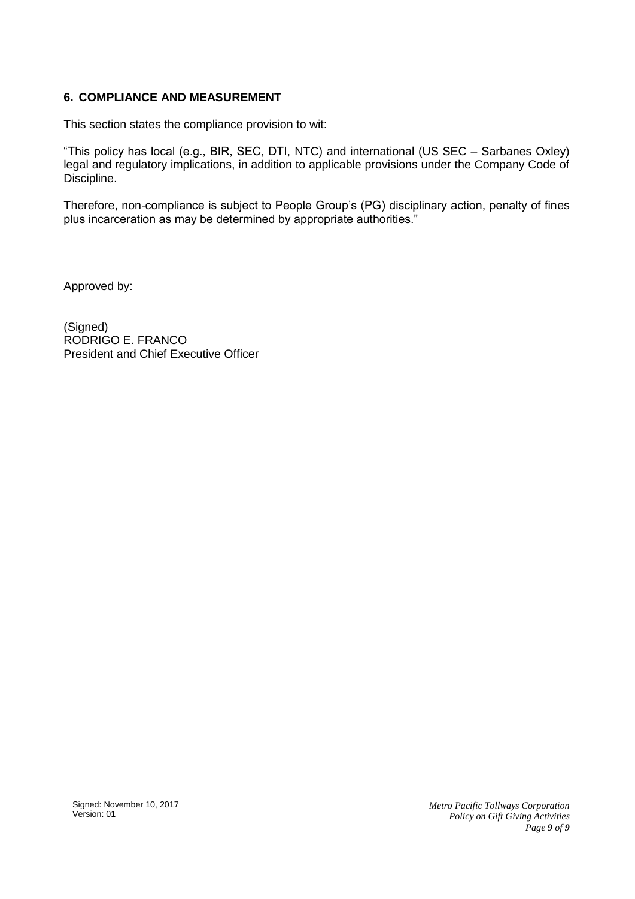## 6. COMPLIANCE AND MEASUREMENT

This section states the compliance provision to wit:

"This policy has local (e.g., BIR, SEC, DTI, NTC) and international (US SEC – Sarbanes Oxley) legal and regulatory implications, in addition to applicable provisions under the Company Code of Discipline.

Therefore, non-compliance is subject to People Group's (PG) disciplinary action, penalty of fines plus incarceration as may be determined by appropriate authorities."

Approved by:

(Signed)
RODRIGO E. FRANCO
President and Chief Executive Officer